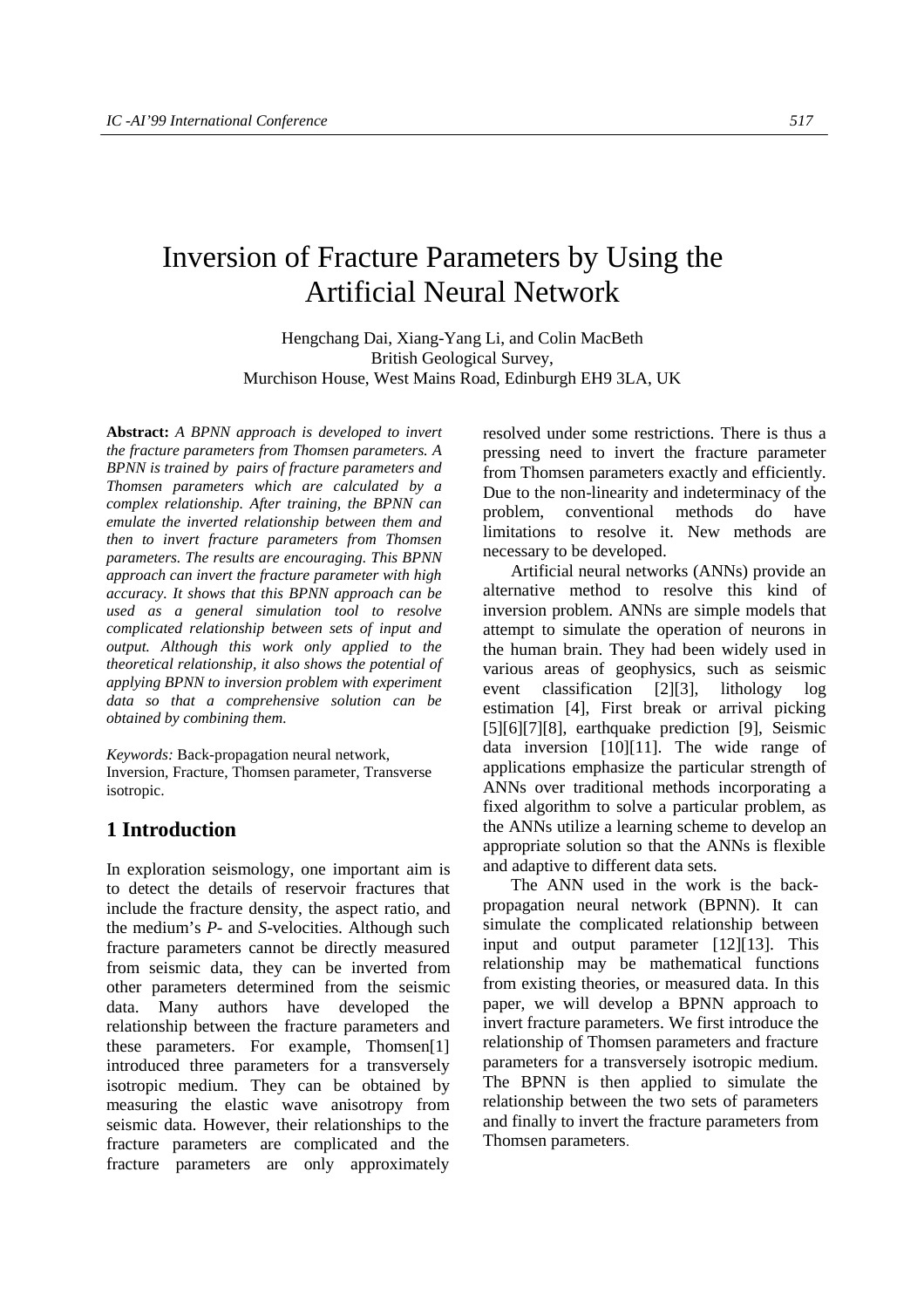# Inversion of Fracture Parameters by Using the Artificial Neural Network

Hengchang Dai, Xiang-Yang Li, and Colin MacBeth
British Geological Survey,
Murchison House, West Mains Road, Edinburgh EH9 3LA, UK

**Abstract:** *A BPNN approach is developed to invert the fracture parameters from Thomsen parameters. A BPNN is trained by pairs of fracture parameters and Thomsen parameters which are calculated by a complex relationship. After training, the BPNN can emulate the inverted relationship between them and then to invert fracture parameters from Thomsen parameters. The results are encouraging. This BPNN approach can invert the fracture parameter with high accuracy. It shows that this BPNN approach can be used as a general simulation tool to resolve complicated relationship between sets of input and output. Although this work only applied to the theoretical relationship, it also shows the potential of applying BPNN to inversion problem with experiment data so that a comprehensive solution can be obtained by combining them.*

*Keywords:* Back-propagation neural network, Inversion, Fracture, Thomsen parameter, Transverse isotropic.

## 1 Introduction

In exploration seismology, one important aim is to detect the details of reservoir fractures that include the fracture density, the aspect ratio, and the medium's *P*- and *S*-velocities. Although such fracture parameters cannot be directly measured from seismic data, they can be inverted from other parameters determined from the seismic data. Many authors have developed the relationship between the fracture parameters and these parameters. For example, Thomsen[1] introduced three parameters for a transversely isotropic medium. They can be obtained by measuring the elastic wave anisotropy from seismic data. However, their relationships to the fracture parameters are complicated and the fracture parameters are only approximately resolved under some restrictions. There is thus a pressing need to invert the fracture parameter from Thomsen parameters exactly and efficiently. Due to the non-linearity and indeterminacy of the problem, conventional methods do have limitations to resolve it. New methods are necessary to be developed.

Artificial neural networks (ANNs) provide an alternative method to resolve this kind of inversion problem. ANNs are simple models that attempt to simulate the operation of neurons in the human brain. They had been widely used in various areas of geophysics, such as seismic event classification [2][3], lithology log estimation [4], First break or arrival picking [5][6][7][8], earthquake prediction [9], Seismic data inversion [10][11]. The wide range of applications emphasize the particular strength of ANNs over traditional methods incorporating a fixed algorithm to solve a particular problem, as the ANNs utilize a learning scheme to develop an appropriate solution so that the ANNs is flexible and adaptive to different data sets.

The ANN used in the work is the back-propagation neural network (BPNN). It can simulate the complicated relationship between input and output parameter [12][13]. This relationship may be mathematical functions from existing theories, or measured data. In this paper, we will develop a BPNN approach to invert fracture parameters. We first introduce the relationship of Thomsen parameters and fracture parameters for a transversely isotropic medium. The BPNN is then applied to simulate the relationship between the two sets of parameters and finally to invert the fracture parameters from Thomsen parameters.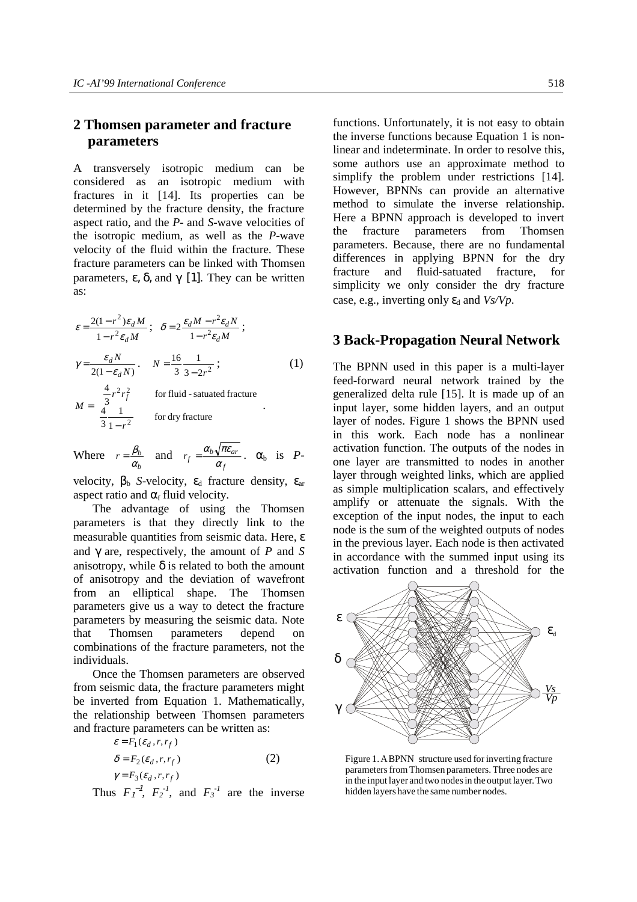## 2 Thomsen parameter and fracture parameters

A transversely isotropic medium can be considered as an isotropic medium with fractures in it [14]. Its properties can be determined by the fracture density, the fracture aspect ratio, and the *P*- and *S*-wave velocities of the isotropic medium, as well as the *P*-wave velocity of the fluid within the fracture. These fracture parameters can be linked with Thomsen parameters, $\varepsilon$, $\delta$, and $\gamma$ [1]. They can be written as:

$$\varepsilon = \frac{2(1-r^2)\varepsilon_d M}{1-r^2\varepsilon_d M}; \quad \delta = 2\frac{\varepsilon_d M - r^2\varepsilon_d N}{1-r^2\varepsilon_d M};$$

$$\gamma = \frac{\varepsilon_d N}{2(1-\varepsilon_d N)}. \quad N = \frac{16}{3}\frac{1}{3-2r^2}; \tag{1}$$

$$M = \begin{cases} \frac{4}{3} r^2 r_f^2 & \text{for fluid - satuated fracture} \\ \frac{4}{3}\frac{1}{1-r^2} & \text{for dry fracture} \end{cases}.$$

Where $r = \frac{\beta_b}{\alpha_b}$ and $r_f = \frac{\alpha_b\sqrt{\pi\varepsilon_{ar}}}{\alpha_f}$. $\alpha_b$ is *P*-velocity, $\beta_b$ *S*-velocity, $\varepsilon_d$ fracture density, $\varepsilon_{ar}$ aspect ratio and $\alpha_f$ fluid velocity.

The advantage of using the Thomsen parameters is that they directly link to the measurable quantities from seismic data. Here, $\varepsilon$ and $\gamma$ are, respectively, the amount of *P* and *S* anisotropy, while $\delta$ is related to both the amount of anisotropy and the deviation of wavefront from an elliptical shape. The Thomsen parameters give us a way to detect the fracture parameters by measuring the seismic data. Note that Thomsen parameters depend on combinations of the fracture parameters, not the individuals.

Once the Thomsen parameters are observed from seismic data, the fracture parameters might be inverted from Equation 1. Mathematically, the relationship between Thomsen parameters and fracture parameters can be written as:

$$\begin{aligned} \varepsilon &= F_1(\varepsilon_d, r, r_f) \\ \delta &= F_2(\varepsilon_d, r, r_f) \\ \gamma &= F_3(\varepsilon_d, r, r_f) \end{aligned} \tag{2}$$

Thus $F_1^{-1}$, $F_2^{-1}$, and $F_3^{-1}$ are the inverse functions. Unfortunately, it is not easy to obtain the inverse functions because Equation 1 is non-linear and indeterminate. In order to resolve this, some authors use an approximate method to simplify the problem under restrictions [14]. However, BPNNs can provide an alternative method to simulate the inverse relationship. Here a BPNN approach is developed to invert the fracture parameters from Thomsen parameters. Because, there are no fundamental differences in applying BPNN for the dry fracture and fluid-satuated fracture, for simplicity we only consider the dry fracture case, e.g., inverting only $\varepsilon_d$ and $Vs/Vp$.

## 3 Back-Propagation Neural Network

The BPNN used in this paper is a multi-layer feed-forward neural network trained by the generalized delta rule [15]. It is made up of an input layer, some hidden layers, and an output layer of nodes. Figure 1 shows the BPNN used in this work. Each node has a nonlinear activation function. The outputs of the nodes in one layer are transmitted to nodes in another layer through weighted links, which are applied as simple multiplication scalars, and effectively amplify or attenuate the signals. With the exception of the input nodes, the input to each node is the sum of the weighted outputs of nodes in the previous layer. Each node is then activated in accordance with the summed input using its activation function and a threshold for the

Figure 1. A BPNN structure used for inverting fracture parameters from Thomsen parameters. Three nodes are in the input layer and two nodes in the output layer. Two hidden layers have the same number nodes.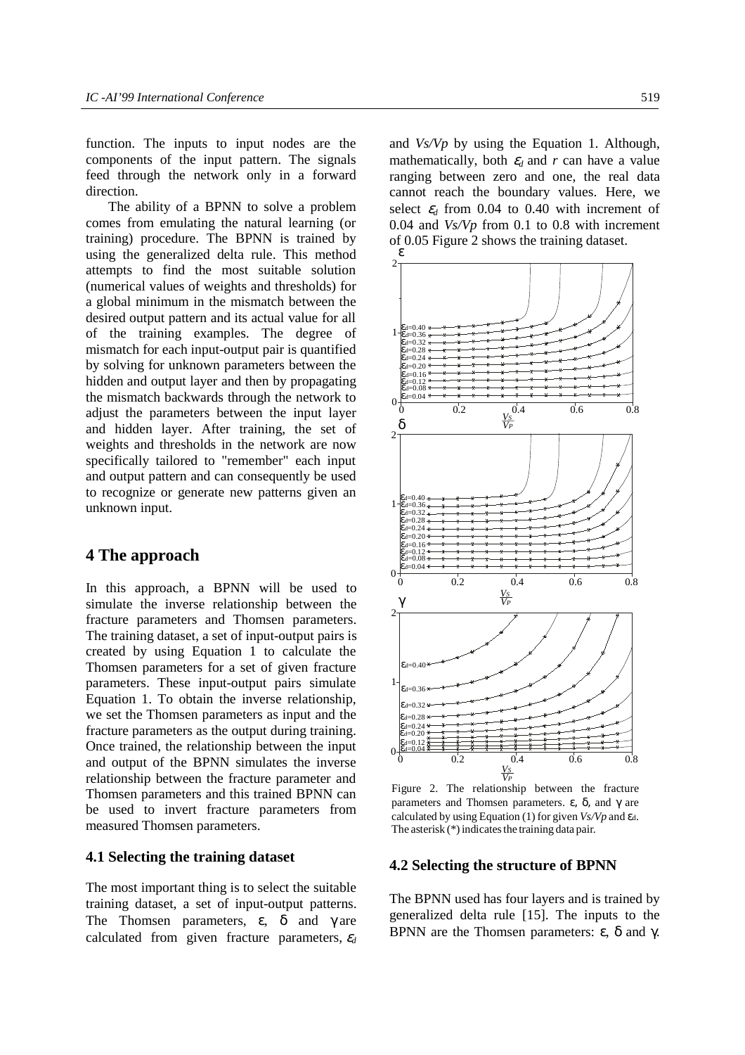function. The inputs to input nodes are the components of the input pattern. The signals feed through the network only in a forward direction.

The ability of a BPNN to solve a problem comes from emulating the natural learning (or training) procedure. The BPNN is trained by using the generalized delta rule. This method attempts to find the most suitable solution (numerical values of weights and thresholds) for a global minimum in the mismatch between the desired output pattern and its actual value for all of the training examples. The degree of mismatch for each input-output pair is quantified by solving for unknown parameters between the hidden and output layer and then by propagating the mismatch backwards through the network to adjust the parameters between the input layer and hidden layer. After training, the set of weights and thresholds in the network are now specifically tailored to "remember" each input and output pattern and can consequently be used to recognize or generate new patterns given an unknown input.

## 4 The approach

In this approach, a BPNN will be used to simulate the inverse relationship between the fracture parameters and Thomsen parameters. The training dataset, a set of input-output pairs is created by using Equation 1 to calculate the Thomsen parameters for a set of given fracture parameters. These input-output pairs simulate Equation 1. To obtain the inverse relationship, we set the Thomsen parameters as input and the fracture parameters as the output during training. Once trained, the relationship between the input and output of the BPNN simulates the inverse relationship between the fracture parameter and Thomsen parameters and this trained BPNN can be used to invert fracture parameters from measured Thomsen parameters.

### 4.1 Selecting the training dataset

The most important thing is to select the suitable training dataset, a set of input-output patterns. The Thomsen parameters, $\varepsilon$, $\delta$ and $\gamma$ are calculated from given fracture parameters, $\varepsilon_d$ and *Vs/Vp* by using the Equation 1. Although, mathematically, both $\varepsilon_d$ and $r$ can have a value ranging between zero and one, the real data cannot reach the boundary values. Here, we select $\varepsilon_d$ from 0.04 to 0.40 with increment of 0.04 and *Vs/Vp* from 0.1 to 0.8 with increment of 0.05 Figure 2 shows the training dataset.

Figure 2. The relationship between the fracture parameters and Thomsen parameters. $\varepsilon$, $\delta$, and $\gamma$ are calculated by using Equation (1) for given *Vs/Vp* and $\varepsilon_d$. The asterisk (*) indicates the training data pair.

### 4.2 Selecting the structure of BPNN

The BPNN used has four layers and is trained by generalized delta rule [15]. The inputs to the BPNN are the Thomsen parameters: $\varepsilon$, $\delta$ and $\gamma$.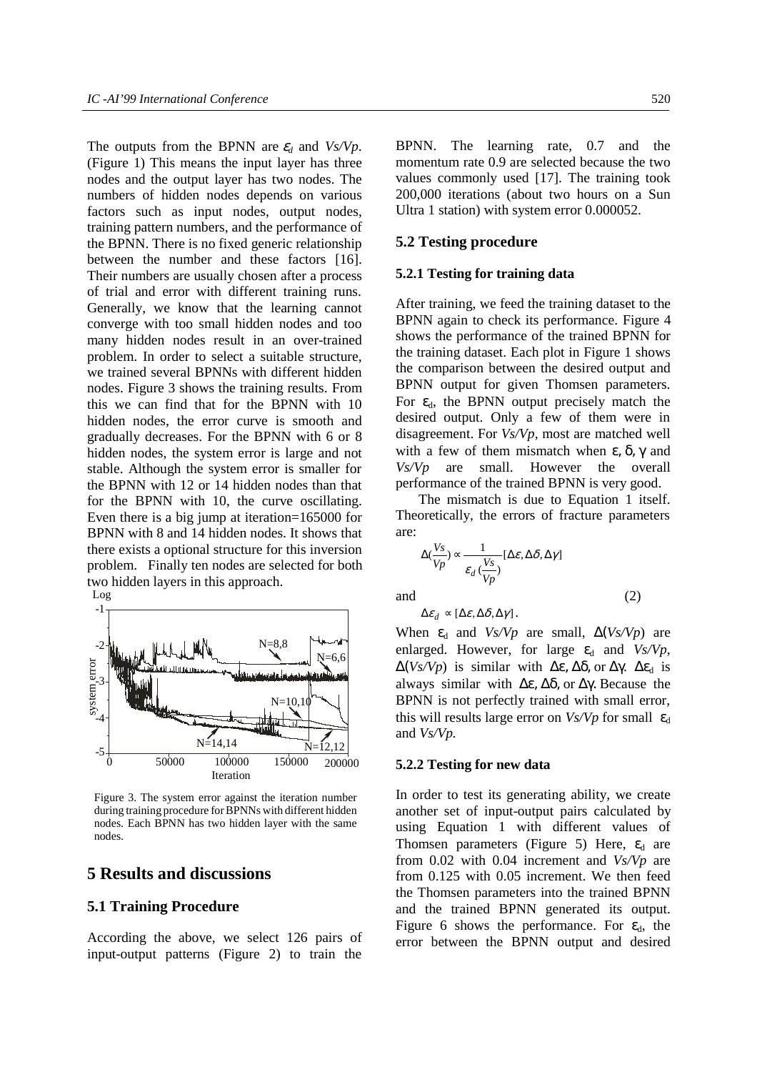The outputs from the BPNN are $\varepsilon_d$ and *Vs/Vp*. (Figure 1) This means the input layer has three nodes and the output layer has two nodes. The numbers of hidden nodes depends on various factors such as input nodes, output nodes, training pattern numbers, and the performance of the BPNN. There is no fixed generic relationship between the number and these factors [16]. Their numbers are usually chosen after a process of trial and error with different training runs. Generally, we know that the learning cannot converge with too small hidden nodes and too many hidden nodes result in an over-trained problem. In order to select a suitable structure, we trained several BPNNs with different hidden nodes. Figure 3 shows the training results. From this we can find that for the BPNN with 10 hidden nodes, the error curve is smooth and gradually decreases. For the BPNN with 6 or 8 hidden nodes, the system error is large and not stable. Although the system error is smaller for the BPNN with 12 or 14 hidden nodes than that for the BPNN with 10, the curve oscillating. Even there is a big jump at iteration=165000 for BPNN with 8 and 14 hidden nodes. It shows that there exists a optional structure for this inversion problem. Finally ten nodes are selected for both two hidden layers in this approach.

Figure 3. The system error against the iteration number during training procedure for BPNNs with different hidden nodes. Each BPNN has two hidden layer with the same nodes.

## 5 Results and discussions

### 5.1 Training Procedure

According the above, we select 126 pairs of input-output patterns (Figure 2) to train the BPNN. The learning rate, 0.7 and the momentum rate 0.9 are selected because the two values commonly used [17]. The training took 200,000 iterations (about two hours on a Sun Ultra 1 station) with system error 0.000052.

### 5.2 Testing procedure

#### 5.2.1 Testing for training data

After training, we feed the training dataset to the BPNN again to check its performance. Figure 4 shows the performance of the trained BPNN for the training dataset. Each plot in Figure 1 shows the comparison between the desired output and BPNN output for given Thomsen parameters. For $\varepsilon_d$, the BPNN output precisely match the desired output. Only a few of them were in disagreement. For *Vs/Vp*, most are matched well with a few of them mismatch when $\varepsilon$, $\delta$, $\gamma$ and *Vs/Vp* are small. However the overall performance of the trained BPNN is very good.

The mismatch is due to Equation 1 itself. Theoretically, the errors of fracture parameters are:

$$\Delta\left(\frac{Vs}{Vp}\right) \propto \frac{1}{\varepsilon_d\left(\frac{Vs}{Vp}\right)}[\Delta\varepsilon, \Delta\delta, \Delta\gamma]$$

and (2)

$$\Delta\varepsilon_d \propto [\Delta\varepsilon, \Delta\delta, \Delta\gamma].$$

When $\varepsilon_d$ and *Vs/Vp* are small, $\Delta(Vs/Vp)$ are enlarged. However, for large $\varepsilon_d$ and *Vs/Vp*, $\Delta(Vs/Vp)$ is similar with $\Delta\varepsilon$, $\Delta\delta$, or $\Delta\gamma$. $\Delta\varepsilon_d$ is always similar with $\Delta\varepsilon$, $\Delta\delta$, or $\Delta\gamma$. Because the BPNN is not perfectly trained with small error, this will results large error on *Vs/Vp* for small $\varepsilon_d$ and *Vs/Vp.*

#### 5.2.2 Testing for new data

In order to test its generating ability, we create another set of input-output pairs calculated by using Equation 1 with different values of Thomsen parameters (Figure 5) Here, $\varepsilon_d$ are from 0.02 with 0.04 increment and *Vs/Vp* are from 0.125 with 0.05 increment. We then feed the Thomsen parameters into the trained BPNN and the trained BPNN generated its output. Figure 6 shows the performance. For $\varepsilon_d$, the error between the BPNN output and desired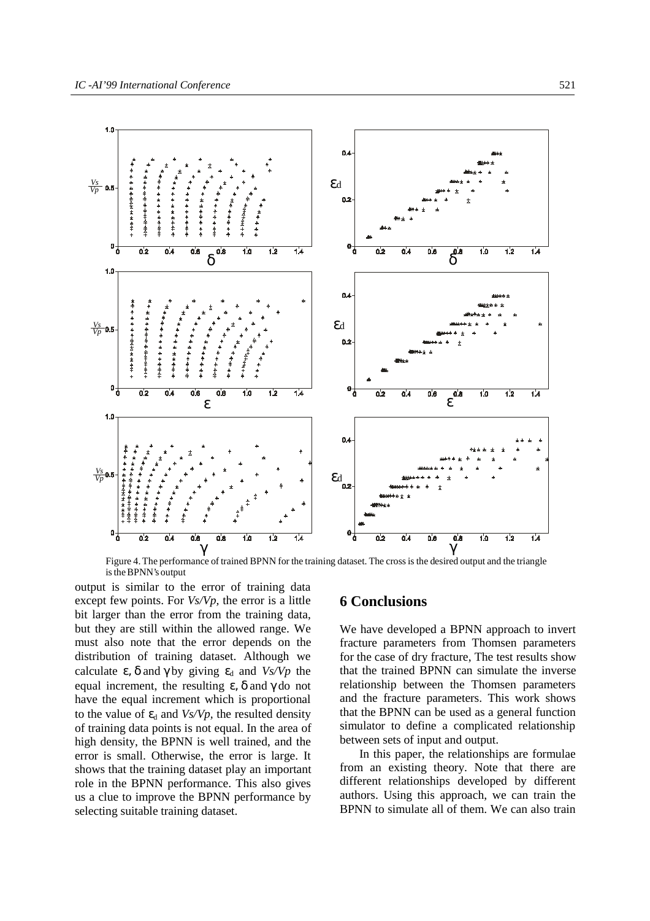Figure 4. The performance of trained BPNN for the training dataset. The cross is the desired output and the triangle is the BPNN's output

output is similar to the error of training data except few points. For *Vs/Vp*, the error is a little bit larger than the error from the training data, but they are still within the allowed range. We must also note that the error depends on the distribution of training dataset. Although we calculate $\varepsilon$, $\delta$ and $\gamma$ by giving $\varepsilon_d$ and *Vs/Vp* the equal increment, the resulting $\varepsilon$, $\delta$ and $\gamma$ do not have the equal increment which is proportional to the value of $\varepsilon_d$ and *Vs/Vp*, the resulted density of training data points is not equal. In the area of high density, the BPNN is well trained, and the error is small. Otherwise, the error is large. It shows that the training dataset play an important role in the BPNN performance. This also gives us a clue to improve the BPNN performance by selecting suitable training dataset.

## 6 Conclusions

We have developed a BPNN approach to invert fracture parameters from Thomsen parameters for the case of dry fracture, The test results show that the trained BPNN can simulate the inverse relationship between the Thomsen parameters and the fracture parameters. This work shows that the BPNN can be used as a general function simulator to define a complicated relationship between sets of input and output.

In this paper, the relationships are formulae from an existing theory. Note that there are different relationships developed by different authors. Using this approach, we can train the BPNN to simulate all of them. We can also train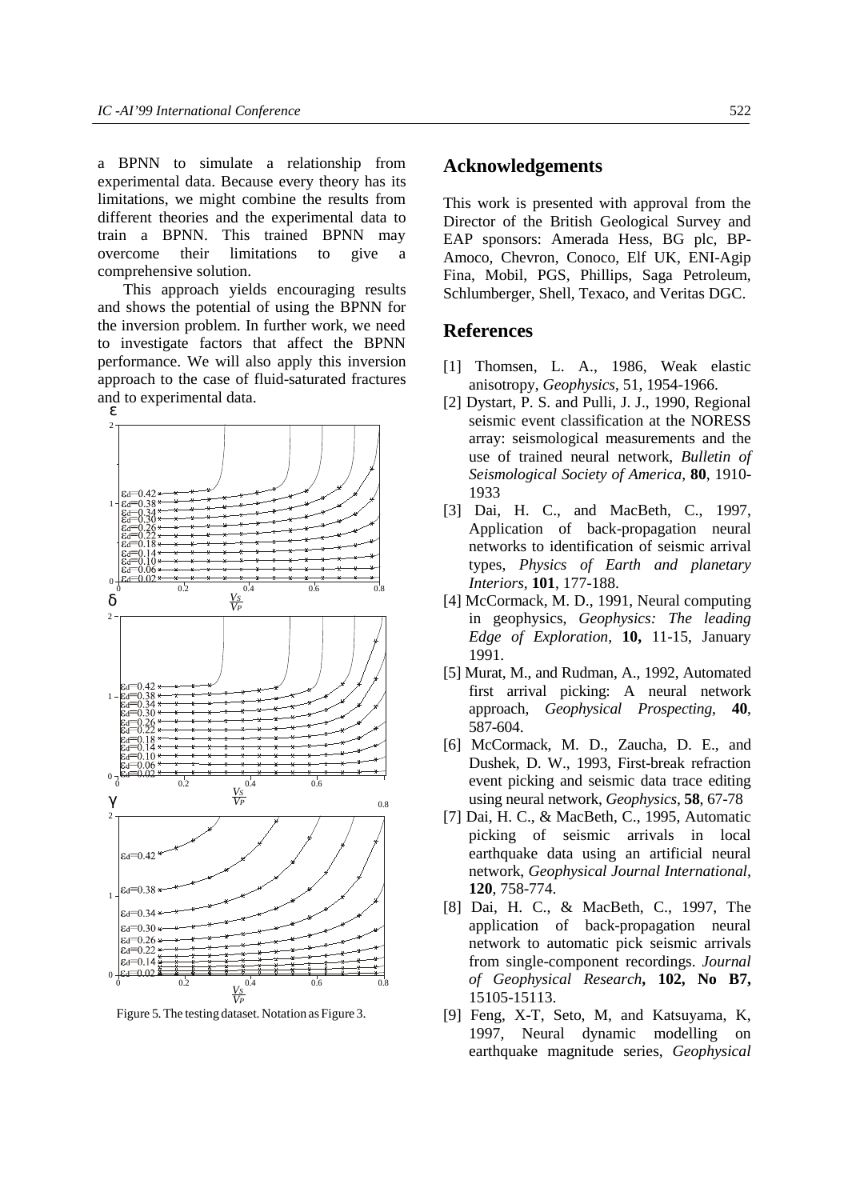a BPNN to simulate a relationship from experimental data. Because every theory has its limitations, we might combine the results from different theories and the experimental data to train a BPNN. This trained BPNN may overcome their limitations to give a comprehensive solution.

This approach yields encouraging results and shows the potential of using the BPNN for the inversion problem. In further work, we need to investigate factors that affect the BPNN performance. We will also apply this inversion approach to the case of fluid-saturated fractures and to experimental data.

Figure 5. The testing dataset. Notation as Figure 3.

## Acknowledgements

This work is presented with approval from the Director of the British Geological Survey and EAP sponsors: Amerada Hess, BG plc, BP-Amoco, Chevron, Conoco, Elf UK, ENI-Agip Fina, Mobil, PGS, Phillips, Saga Petroleum, Schlumberger, Shell, Texaco, and Veritas DGC.

## References

[1] Thomsen, L. A., 1986, Weak elastic anisotropy, *Geophysics*, 51, 1954-1966.

[2] Dystart, P. S. and Pulli, J. J., 1990, Regional seismic event classification at the NORESS array: seismological measurements and the use of trained neural network, *Bulletin of Seismological Society of America*, **80**, 1910-1933

[3] Dai, H. C., and MacBeth, C., 1997, Application of back-propagation neural networks to identification of seismic arrival types, *Physics of Earth and planetary Interiors*, **101**, 177-188.

[4] McCormack, M. D., 1991, Neural computing in geophysics, *Geophysics: The leading Edge of Exploration*, **10,** 11-15, January 1991.

[5] Murat, M., and Rudman, A., 1992, Automated first arrival picking: A neural network approach, *Geophysical Prospecting*, **40**, 587-604.

[6] McCormack, M. D., Zaucha, D. E., and Dushek, D. W., 1993, First-break refraction event picking and seismic data trace editing using neural network, *Geophysics*, **58**, 67-78

[7] Dai, H. C., & MacBeth, C., 1995, Automatic picking of seismic arrivals in local earthquake data using an artificial neural network, *Geophysical Journal International*, **120**, 758-774.

[8] Dai, H. C., & MacBeth, C., 1997, The application of back-propagation neural network to automatic pick seismic arrivals from single-component recordings. *Journal of Geophysical Research*, **102, No B7,** 15105-15113.

[9] Feng, X-T, Seto, M, and Katsuyama, K, 1997, Neural dynamic modelling on earthquake magnitude series, *Geophysical*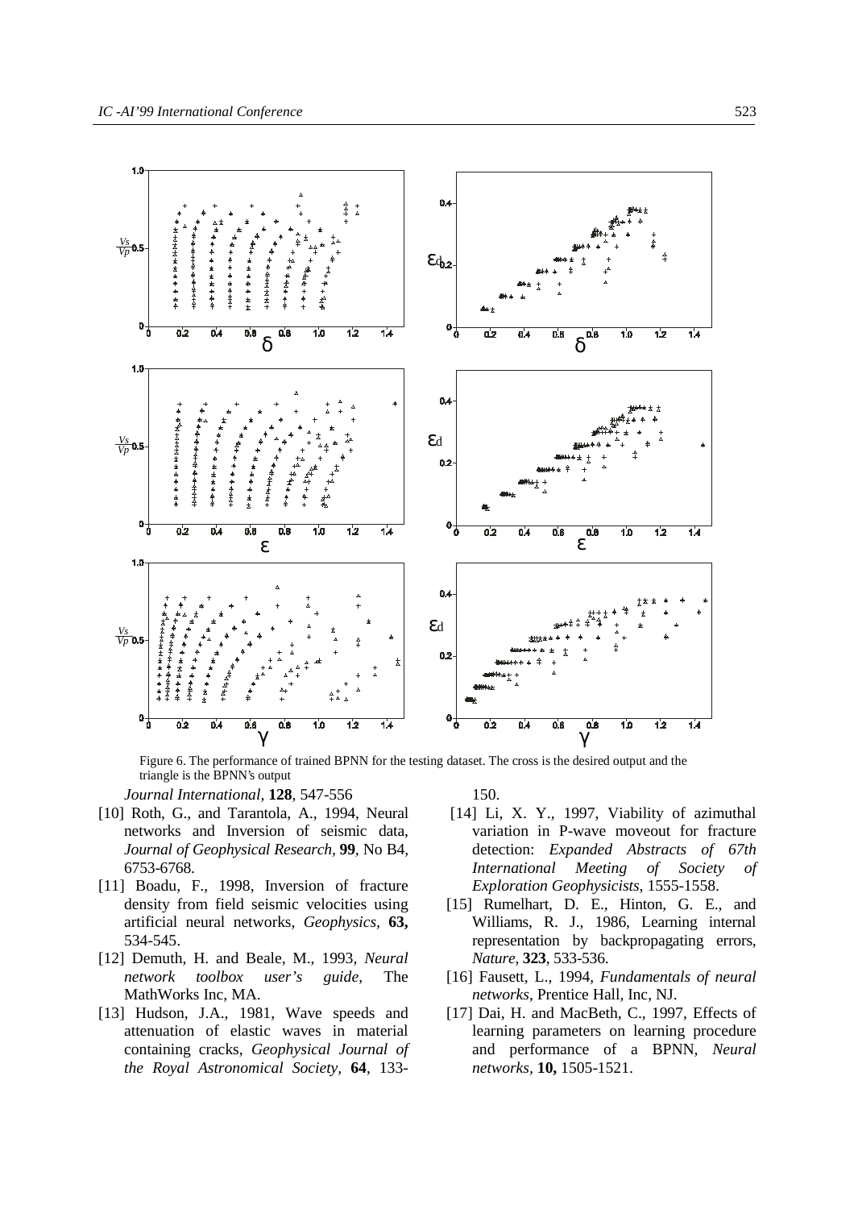1.0

$\frac{Vs}{Vp}$ 0.5

0

0 0.2 0.4 0.6 0.8 1.0 1.2 1.4

δ

0.4

$\varepsilon_d$ 0.2

0

0 0.2 0.4 0.6 0.8 1.0 1.2 1.4

δ

1.0

$\frac{Vs}{Vp}$ 0.5

0

0 0.2 0.4 0.6 0.8 1.0 1.2 1.4

ε

0.4

$\varepsilon_d$

0.2

0

0 0.2 0.4 0.6 0.8 1.0 1.2 1.4

ε

1.0

$\frac{Vs}{Vp}$ 0.5

0

0 0.2 0.4 0.6 0.8 1.0 1.2 1.4

γ

0.4

$\varepsilon_d$

0.2

0

0 0.2 0.4 0.6 0.8 1.0 1.2 1.4

γ

Figure 6. The performance of trained BPNN for the testing dataset. The cross is the desired output and the triangle is the BPNN's output

*Journal International*, **128**, 547-556

[10] Roth, G., and Tarantola, A., 1994, Neural networks and Inversion of seismic data, *Journal of Geophysical Research*, **99**, No B4, 6753-6768.

[11] Boadu, F., 1998, Inversion of fracture density from field seismic velocities using artificial neural networks, *Geophysics*, **63,** 534-545.

[12] Demuth, H. and Beale, M., 1993, *Neural network toolbox user's guide*, The MathWorks Inc, MA.

[13] Hudson, J.A., 1981, Wave speeds and attenuation of elastic waves in material containing cracks, *Geophysical Journal of the Royal Astronomical Society*, **64**, 133-150.

[14] Li, X. Y., 1997, Viability of azimuthal variation in P-wave moveout for fracture detection: *Expanded Abstracts of 67th International Meeting of Society of Exploration Geophysicists*, 1555-1558.

[15] Rumelhart, D. E., Hinton, G. E., and Williams, R. J., 1986, Learning internal representation by backpropagating errors, *Nature*, **323**, 533-536.

[16] Fausett, L., 1994, *Fundamentals of neural networks*, Prentice Hall, Inc, NJ.

[17] Dai, H. and MacBeth, C., 1997, Effects of learning parameters on learning procedure and performance of a BPNN, *Neural networks*, **10,** 1505-1521.